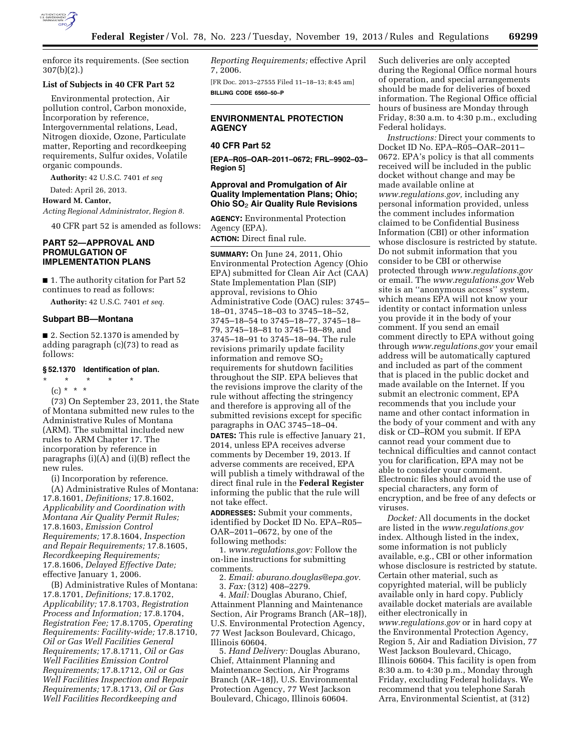enforce its requirements. (See section 307(b)(2).)

**List of Subjects in 40 CFR Part 52**

Environmental protection, Air pollution control, Carbon monoxide, Incorporation by reference, Intergovernmental relations, Lead, Nitrogen dioxide, Ozone, Particulate matter, Reporting and recordkeeping requirements, Sulfur oxides, Volatile organic compounds.

**Authority:** 42 U.S.C. 7401 *et seq*

Dated: April 26, 2013.

**Howard M. Cantor,**

*Acting Regional Administrator, Region 8.*

40 CFR part 52 is amended as follows:

## PART 52—APPROVAL AND PROMULGATION OF IMPLEMENTATION PLANS

■ 1. The authority citation for Part 52 continues to read as follows:

**Authority:** 42 U.S.C. 7401 *et seq.*

### Subpart BB—Montana

■ 2. Section 52.1370 is amended by adding paragraph (c)(73) to read as follows:

**§ 52.1370 Identification of plan.**

\* \* \* \* \*

(c) \* \* \*

(73) On September 23, 2011, the State of Montana submitted new rules to the Administrative Rules of Montana (ARM). The submittal included new rules to ARM Chapter 17. The incorporation by reference in paragraphs (i)(A) and (i)(B) reflect the new rules.

(i) Incorporation by reference.

(A) Administrative Rules of Montana: 17.8.1601, *Definitions;* 17.8.1602, *Applicability and Coordination with Montana Air Quality Permit Rules;* 17.8.1603, *Emission Control Requirements;* 17.8.1604, *Inspection and Repair Requirements;* 17.8.1605, *Recordkeeping Requirements;* 17.8.1606, *Delayed Effective Date;* effective January 1, 2006.

(B) Administrative Rules of Montana: 17.8.1701, *Definitions;* 17.8.1702, *Applicability;* 17.8.1703, *Registration Process and Information;* 17.8.1704, *Registration Fee;* 17.8.1705, *Operating Requirements: Facility-wide;* 17.8.1710, *Oil or Gas Well Facilities General Requirements;* 17.8.1711, *Oil or Gas Well Facilities Emission Control Requirements;* 17.8.1712, *Oil or Gas Well Facilities Inspection and Repair Requirements;* 17.8.1713, *Oil or Gas Well Facilities Recordkeeping and Reporting Requirements;* effective April 7, 2006.

[FR Doc. 2013–27555 Filed 11–18–13; 8:45 am]

**BILLING CODE 6560–50–P**

---

## ENVIRONMENTAL PROTECTION AGENCY

### 40 CFR Part 52

**[EPA–R05–OAR–2011–0672; FRL–9902–03–Region 5]**

### Approval and Promulgation of Air Quality Implementation Plans; Ohio; Ohio $SO_2$ Air Quality Rule Revisions

**AGENCY:** Environmental Protection Agency (EPA).

**ACTION:** Direct final rule.

**SUMMARY:** On June 24, 2011, Ohio Environmental Protection Agency (Ohio EPA) submitted for Clean Air Act (CAA) State Implementation Plan (SIP) approval, revisions to Ohio Administrative Code (OAC) rules: 3745–18–01, 3745–18–03 to 3745–18–52, 3745–18–54 to 3745–18–77, 3745–18–79, 3745–18–81 to 3745–18–89, and 3745–18–91 to 3745–18–94. The rule revisions primarily update facility information and remove $SO_2$ requirements for shutdown facilities throughout the SIP. EPA believes that the revisions improve the clarity of the rule without affecting the stringency and therefore is approving all of the submitted revisions except for specific paragraphs in OAC 3745–18–04.

**DATES:** This rule is effective January 21, 2014, unless EPA receives adverse comments by December 19, 2013. If adverse comments are received, EPA will publish a timely withdrawal of the direct final rule in the **Federal Register** informing the public that the rule will not take effect.

**ADDRESSES:** Submit your comments, identified by Docket ID No. EPA–R05–OAR–2011–0672, by one of the following methods:

1. *www.regulations.gov:* Follow the on-line instructions for submitting comments.
2. *Email: aburano.douglas@epa.gov.*
3. *Fax:* (312) 408–2279.
4. *Mail:* Douglas Aburano, Chief, Attainment Planning and Maintenance Section, Air Programs Branch (AR–18J), U.S. Environmental Protection Agency, 77 West Jackson Boulevard, Chicago, Illinois 60604.
5. *Hand Delivery:* Douglas Aburano, Chief, Attainment Planning and Maintenance Section, Air Programs Branch (AR–18J), U.S. Environmental Protection Agency, 77 West Jackson Boulevard, Chicago, Illinois 60604.

Such deliveries are only accepted during the Regional Office normal hours of operation, and special arrangements should be made for deliveries of boxed information. The Regional Office official hours of business are Monday through Friday, 8:30 a.m. to 4:30 p.m., excluding Federal holidays.

*Instructions:* Direct your comments to Docket ID No. EPA–R05–OAR–2011–0672. EPA's policy is that all comments received will be included in the public docket without change and may be made available online at *www.regulations.gov,* including any personal information provided, unless the comment includes information claimed to be Confidential Business Information (CBI) or other information whose disclosure is restricted by statute. Do not submit information that you consider to be CBI or otherwise protected through *www.regulations.gov* or email. The *www.regulations.gov* Web site is an ''anonymous access'' system, which means EPA will not know your identity or contact information unless you provide it in the body of your comment. If you send an email comment directly to EPA without going through *www.regulations.gov* your email address will be automatically captured and included as part of the comment that is placed in the public docket and made available on the Internet. If you submit an electronic comment, EPA recommends that you include your name and other contact information in the body of your comment and with any disk or CD–ROM you submit. If EPA cannot read your comment due to technical difficulties and cannot contact you for clarification, EPA may not be able to consider your comment. Electronic files should avoid the use of special characters, any form of encryption, and be free of any defects or viruses.

*Docket:* All documents in the docket are listed in the *www.regulations.gov* index. Although listed in the index, some information is not publicly available, e.g., CBI or other information whose disclosure is restricted by statute. Certain other material, such as copyrighted material, will be publicly available only in hard copy. Publicly available docket materials are available either electronically in *www.regulations.gov* or in hard copy at the Environmental Protection Agency, Region 5, Air and Radiation Division, 77 West Jackson Boulevard, Chicago, Illinois 60604. This facility is open from 8:30 a.m. to 4:30 p.m., Monday through Friday, excluding Federal holidays. We recommend that you telephone Sarah Arra, Environmental Scientist, at (312)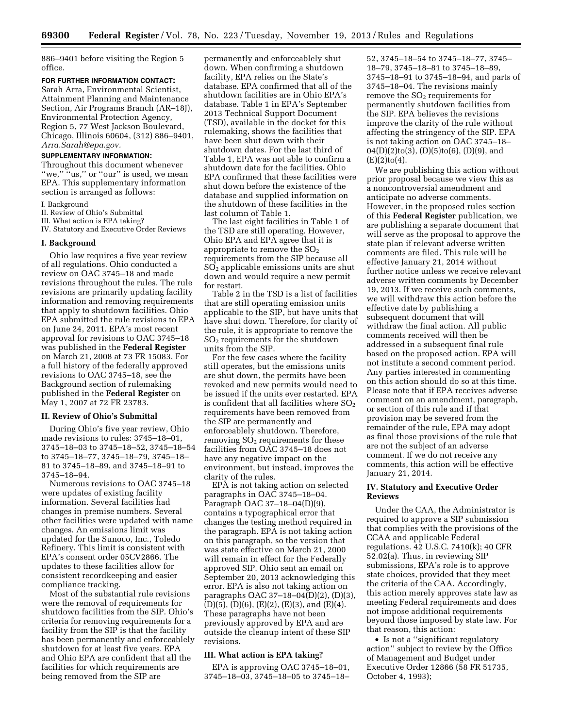886–9401 before visiting the Region 5 office.

**FOR FURTHER INFORMATION CONTACT:** Sarah Arra, Environmental Scientist, Attainment Planning and Maintenance Section, Air Programs Branch (AR–18J), Environmental Protection Agency, Region 5, 77 West Jackson Boulevard, Chicago, Illinois 60604, (312) 886–9401, *Arra.Sarah@epa.gov.*

**SUPPLEMENTARY INFORMATION:**

Throughout this document whenever "we," "us," or "our" is used, we mean EPA. This supplementary information section is arranged as follows:

I. Background
II. Review of Ohio's Submittal
III. What action is EPA taking?
IV. Statutory and Executive Order Reviews

## I. Background

Ohio law requires a five year review of all regulations. Ohio conducted a review on OAC 3745–18 and made revisions throughout the rules. The rule revisions are primarily updating facility information and removing requirements that apply to shutdown facilities. Ohio EPA submitted the rule revisions to EPA on June 24, 2011. EPA's most recent approval for revisions to OAC 3745–18 was published in the **Federal Register** on March 21, 2008 at 73 FR 15083. For a full history of the federally approved revisions to OAC 3745–18, see the Background section of rulemaking published in the **Federal Register** on May 1, 2007 at 72 FR 23783.

## II. Review of Ohio's Submittal

During Ohio's five year review, Ohio made revisions to rules: 3745–18–01, 3745–18–03 to 3745–18–52, 3745–18–54 to 3745–18–77, 3745–18–79, 3745–18–81 to 3745–18–89, and 3745–18–91 to 3745–18–94.

Numerous revisions to OAC 3745–18 were updates of existing facility information. Several facilities had changes in premise numbers. Several other facilities were updated with name changes. An emissions limit was updated for the Sunoco, Inc., Toledo Refinery. This limit is consistent with EPA's consent order 05CV2866. The updates to these facilities allow for consistent recordkeeping and easier compliance tracking.

Most of the substantial rule revisions were the removal of requirements for shutdown facilities from the SIP. Ohio's criteria for removing requirements for a facility from the SIP is that the facility has been permanently and enforceablely shutdown for at least five years. EPA and Ohio EPA are confident that all the facilities for which requirements are being removed from the SIP are permanently and enforceablely shut down. When confirming a shutdown facility, EPA relies on the State's database. EPA confirmed that all of the shutdown facilities are in Ohio EPA's database. Table 1 in EPA's September 2013 Technical Support Document (TSD), available in the docket for this rulemaking, shows the facilities that have been shut down with their shutdown dates. For the last third of Table 1, EPA was not able to confirm a shutdown date for the facilities. Ohio EPA confirmed that these facilities were shut down before the existence of the database and supplied information on the shutdown of these facilities in the last column of Table 1.

The last eight facilities in Table 1 of the TSD are still operating. However, Ohio EPA and EPA agree that it is appropriate to remove the $SO_2$ requirements from the SIP because all $SO_2$ applicable emissions units are shut down and would require a new permit for restart.

Table 2 in the TSD is a list of facilities that are still operating emission units applicable to the SIP, but have units that have shut down. Therefore, for clarity of the rule, it is appropriate to remove the $SO_2$ requirements for the shutdown units from the SIP.

For the few cases where the facility still operates, but the emissions units are shut down, the permits have been revoked and new permits would need to be issued if the units ever restarted. EPA is confident that all facilities where $SO_2$ requirements have been removed from the SIP are permanently and enforceablely shutdown. Therefore, removing $SO_2$ requirements for these facilities from OAC 3745–18 does not have any negative impact on the environment, but instead, improves the clarity of the rules.

EPA is not taking action on selected paragraphs in OAC 3745–18–04. Paragraph OAC 37–18–04(D)(9), contains a typographical error that changes the testing method required in the paragraph. EPA is not taking action on this paragraph, so the version that was state effective on March 21, 2000 will remain in effect for the Federally approved SIP. Ohio sent an email on September 20, 2013 acknowledging this error. EPA is also not taking action on paragraphs OAC 37–18–04(D)(2), (D)(3), (D)(5), (D)(6), (E)(2), (E)(3), and (E)(4). These paragraphs have not been previously approved by EPA and are outside the cleanup intent of these SIP revisions.

## III. What action is EPA taking?

EPA is approving OAC 3745–18–01, 3745–18–03, 3745–18–05 to 3745–18–52, 3745–18–54 to 3745–18–77, 3745–18–79, 3745–18–81 to 3745–18–89, 3745–18–91 to 3745–18–94, and parts of 3745–18–04. The revisions mainly remove the $SO_2$ requirements for permanently shutdown facilities from the SIP. EPA believes the revisions improve the clarity of the rule without affecting the stringency of the SIP. EPA is not taking action on OAC 3745–18–04(D)(2)to(3), (D)(5)to(6), (D)(9), and (E)(2)to(4).

We are publishing this action without prior proposal because we view this as a noncontroversial amendment and anticipate no adverse comments. However, in the proposed rules section of this **Federal Register** publication, we are publishing a separate document that will serve as the proposal to approve the state plan if relevant adverse written comments are filed. This rule will be effective January 21, 2014 without further notice unless we receive relevant adverse written comments by December 19, 2013. If we receive such comments, we will withdraw this action before the effective date by publishing a subsequent document that will withdraw the final action. All public comments received will then be addressed in a subsequent final rule based on the proposed action. EPA will not institute a second comment period. Any parties interested in commenting on this action should do so at this time. Please note that if EPA receives adverse comment on an amendment, paragraph, or section of this rule and if that provision may be severed from the remainder of the rule, EPA may adopt as final those provisions of the rule that are not the subject of an adverse comment. If we do not receive any comments, this action will be effective January 21, 2014.

## IV. Statutory and Executive Order Reviews

Under the CAA, the Administrator is required to approve a SIP submission that complies with the provisions of the CCAA and applicable Federal regulations. 42 U.S.C. 7410(k); 40 CFR 52.02(a). Thus, in reviewing SIP submissions, EPA's role is to approve state choices, provided that they meet the criteria of the CAA. Accordingly, this action merely approves state law as meeting Federal requirements and does not impose additional requirements beyond those imposed by state law. For that reason, this action:

- Is not a "significant regulatory action" subject to review by the Office of Management and Budget under Executive Order 12866 (58 FR 51735, October 4, 1993);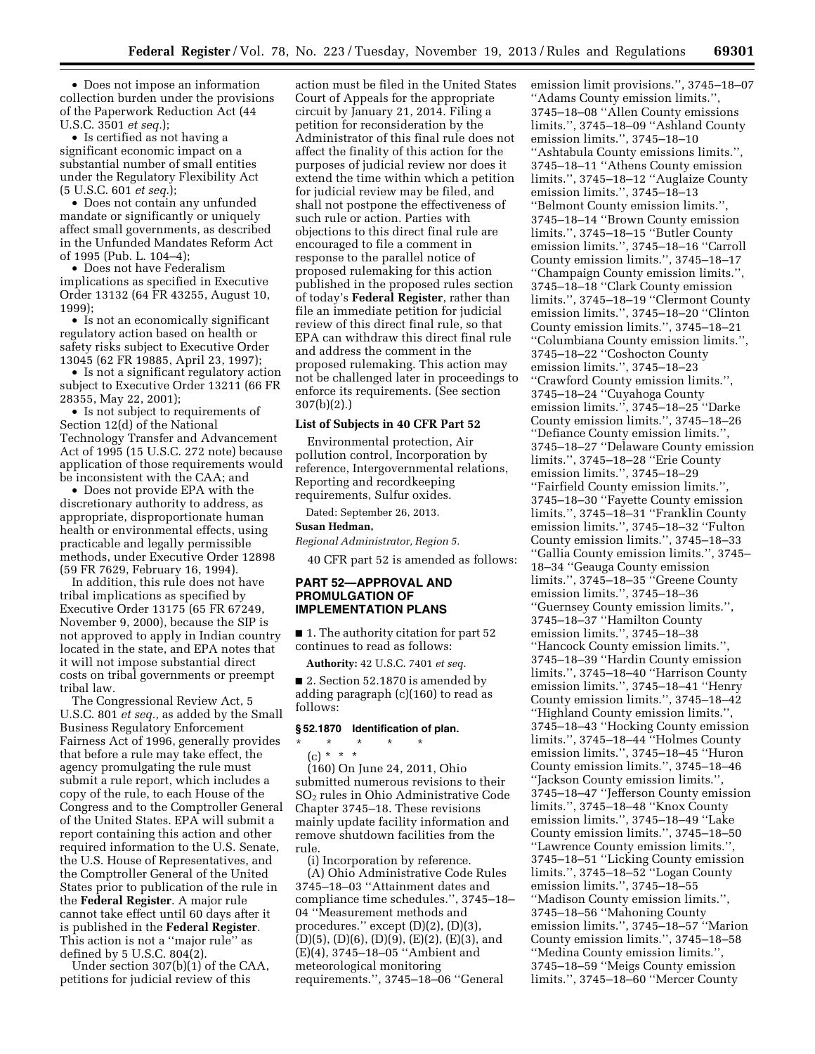- Does not impose an information collection burden under the provisions of the Paperwork Reduction Act (44 U.S.C. 3501 *et seq.*);
- Is certified as not having a significant economic impact on a substantial number of small entities under the Regulatory Flexibility Act (5 U.S.C. 601 *et seq.*);
- Does not contain any unfunded mandate or significantly or uniquely affect small governments, as described in the Unfunded Mandates Reform Act of 1995 (Pub. L. 104–4);
- Does not have Federalism implications as specified in Executive Order 13132 (64 FR 43255, August 10, 1999);
- Is not an economically significant regulatory action based on health or safety risks subject to Executive Order 13045 (62 FR 19885, April 23, 1997);
- Is not a significant regulatory action subject to Executive Order 13211 (66 FR 28355, May 22, 2001);
- Is not subject to requirements of Section 12(d) of the National Technology Transfer and Advancement Act of 1995 (15 U.S.C. 272 note) because application of those requirements would be inconsistent with the CAA; and
- Does not provide EPA with the discretionary authority to address, as appropriate, disproportionate human health or environmental effects, using practicable and legally permissible methods, under Executive Order 12898 (59 FR 7629, February 16, 1994).

In addition, this rule does not have tribal implications as specified by Executive Order 13175 (65 FR 67249, November 9, 2000), because the SIP is not approved to apply in Indian country located in the state, and EPA notes that it will not impose substantial direct costs on tribal governments or preempt tribal law.

The Congressional Review Act, 5 U.S.C. 801 *et seq.,* as added by the Small Business Regulatory Enforcement Fairness Act of 1996, generally provides that before a rule may take effect, the agency promulgating the rule must submit a rule report, which includes a copy of the rule, to each House of the Congress and to the Comptroller General of the United States. EPA will submit a report containing this action and other required information to the U.S. Senate, the U.S. House of Representatives, and the Comptroller General of the United States prior to publication of the rule in the **Federal Register**. A major rule cannot take effect until 60 days after it is published in the **Federal Register**. This action is not a "major rule" as defined by 5 U.S.C. 804(2).

Under section 307(b)(1) of the CAA, petitions for judicial review of this action must be filed in the United States Court of Appeals for the appropriate circuit by January 21, 2014. Filing a petition for reconsideration by the Administrator of this final rule does not affect the finality of this action for the purposes of judicial review nor does it extend the time within which a petition for judicial review may be filed, and shall not postpone the effectiveness of such rule or action. Parties with objections to this direct final rule are encouraged to file a comment in response to the parallel notice of proposed rulemaking for this action published in the proposed rules section of today's **Federal Register**, rather than file an immediate petition for judicial review of this direct final rule, so that EPA can withdraw this direct final rule and address the comment in the proposed rulemaking. This action may not be challenged later in proceedings to enforce its requirements. (See section 307(b)(2).)

### List of Subjects in 40 CFR Part 52

Environmental protection, Air pollution control, Incorporation by reference, Intergovernmental relations, Reporting and recordkeeping requirements, Sulfur oxides.

Dated: September 26, 2013.

**Susan Hedman,**

*Regional Administrator, Region 5.*

40 CFR part 52 is amended as follows:

## PART 52—APPROVAL AND PROMULGATION OF IMPLEMENTATION PLANS

■ 1. The authority citation for part 52 continues to read as follows:

**Authority:** 42 U.S.C. 7401 *et seq.*

■ 2. Section 52.1870 is amended by adding paragraph (c)(160) to read as follows:

### § 52.1870 Identification of plan.

\* \* \* \* \*

(c) \* \* \*

(160) On June 24, 2011, Ohio submitted numerous revisions to their $SO_2$ rules in Ohio Administrative Code Chapter 3745–18. These revisions mainly update facility information and remove shutdown facilities from the rule.

(i) Incorporation by reference.

(A) Ohio Administrative Code Rules 3745–18–03 "Attainment dates and compliance time schedules.", 3745–18–04 "Measurement methods and procedures." except (D)(2), (D)(3), (D)(5), (D)(6), (D)(9), (E)(2), (E)(3), and (E)(4), 3745–18–05 "Ambient and meteorological monitoring requirements.", 3745–18–06 "General emission limit provisions.", 3745–18–07 "Adams County emission limits.", 3745–18–08 "Allen County emissions limits.", 3745–18–09 "Ashland County emission limits.", 3745–18–10 "Ashtabula County emissions limits.", 3745–18–11 "Athens County emission limits.", 3745–18–12 "Auglaize County emission limits.", 3745–18–13 "Belmont County emission limits.", 3745–18–14 "Brown County emission limits.", 3745–18–15 "Butler County emission limits.", 3745–18–16 "Carroll County emission limits.", 3745–18–17 "Champaign County emission limits.", 3745–18–18 "Clark County emission limits.", 3745–18–19 "Clermont County emission limits.", 3745–18–20 "Clinton County emission limits.", 3745–18–21 "Columbiana County emission limits.", 3745–18–22 "Coshocton County emission limits.", 3745–18–23 "Crawford County emission limits.", 3745–18–24 "Cuyahoga County emission limits.", 3745–18–25 "Darke County emission limits.", 3745–18–26 "Defiance County emission limits.", 3745–18–27 "Delaware County emission limits.", 3745–18–28 "Erie County emission limits.", 3745–18–29 "Fairfield County emission limits.", 3745–18–30 "Fayette County emission limits.", 3745–18–31 "Franklin County emission limits.", 3745–18–32 "Fulton County emission limits.", 3745–18–33 "Gallia County emission limits.", 3745–18–34 "Geauga County emission limits.", 3745–18–35 "Greene County emission limits.", 3745–18–36 "Guernsey County emission limits.", 3745–18–37 "Hamilton County emission limits.", 3745–18–38 "Hancock County emission limits.", 3745–18–39 "Hardin County emission limits.", 3745–18–40 "Harrison County emission limits.", 3745–18–41 "Henry County emission limits.", 3745–18–42 "Highland County emission limits.", 3745–18–43 "Hocking County emission limits.", 3745–18–44 "Holmes County emission limits.", 3745–18–45 "Huron County emission limits.", 3745–18–46 "Jackson County emission limits.", 3745–18–47 "Jefferson County emission limits.", 3745–18–48 "Knox County emission limits.", 3745–18–49 "Lake County emission limits.", 3745–18–50 "Lawrence County emission limits.", 3745–18–51 "Licking County emission limits.", 3745–18–52 "Logan County emission limits.", 3745–18–55 "Madison County emission limits.", 3745–18–56 "Mahoning County emission limits.", 3745–18–57 "Marion County emission limits.", 3745–18–58 "Medina County emission limits.", 3745–18–59 "Meigs County emission limits.", 3745–18–60 "Mercer County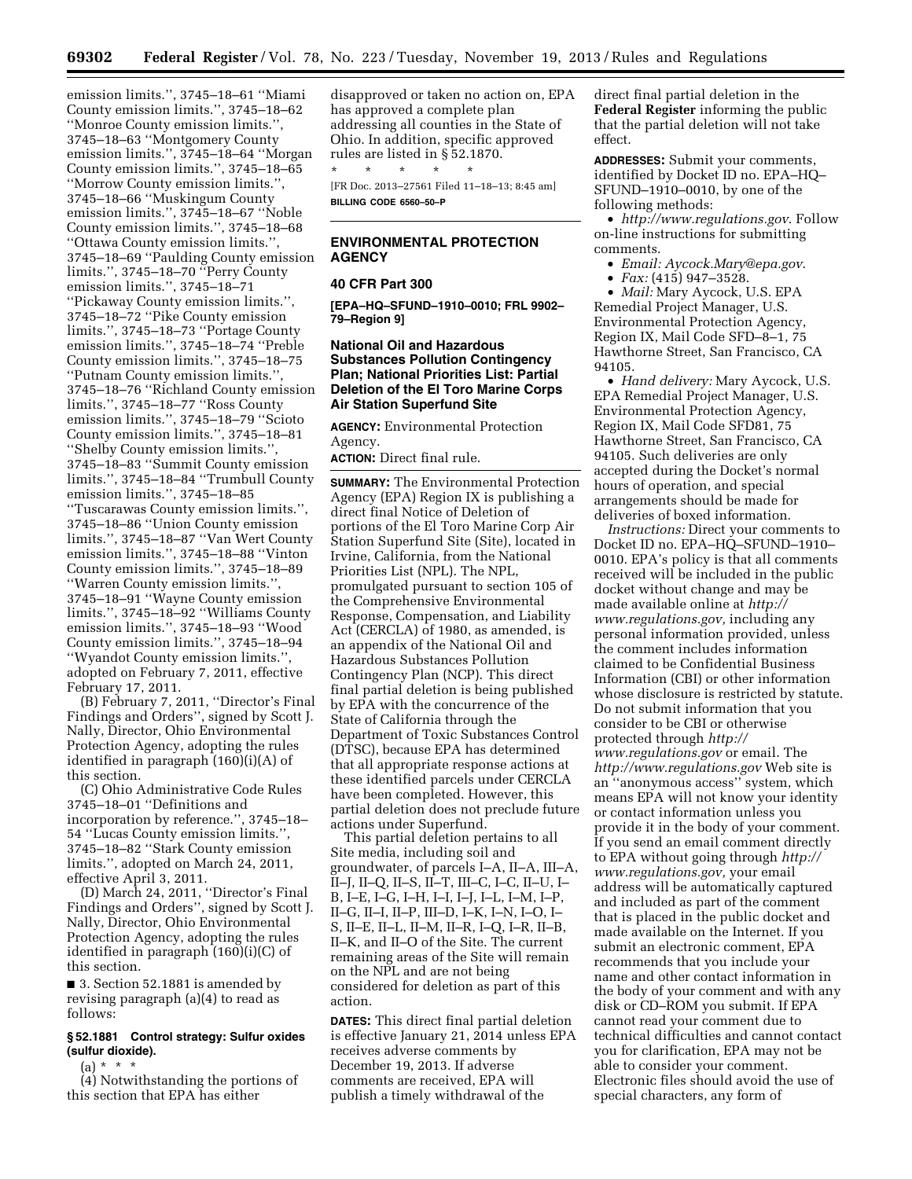emission limits.'', 3745–18–61 ''Miami County emission limits.'', 3745–18–62 ''Monroe County emission limits.'', 3745–18–63 ''Montgomery County emission limits.'', 3745–18–64 ''Morgan County emission limits.'', 3745–18–65 ''Morrow County emission limits.'', 3745–18–66 ''Muskingum County emission limits.'', 3745–18–67 ''Noble County emission limits.'', 3745–18–68 ''Ottawa County emission limits.'', 3745–18–69 ''Paulding County emission limits.'', 3745–18–70 ''Perry County emission limits.'', 3745–18–71 ''Pickaway County emission limits.'', 3745–18–72 ''Pike County emission limits.'', 3745–18–73 ''Portage County emission limits.'', 3745–18–74 ''Preble County emission limits.'', 3745–18–75 ''Putnam County emission limits.'', 3745–18–76 ''Richland County emission limits.'', 3745–18–77 ''Ross County emission limits.'', 3745–18–79 ''Scioto County emission limits.'', 3745–18–81 ''Shelby County emission limits.'', 3745–18–83 ''Summit County emission limits.'', 3745–18–84 ''Trumbull County emission limits.'', 3745–18–85 ''Tuscarawas County emission limits.'', 3745–18–86 ''Union County emission limits.'', 3745–18–87 ''Van Wert County emission limits.'', 3745–18–88 ''Vinton County emission limits.'', 3745–18–89 ''Warren County emission limits.'', 3745–18–91 ''Wayne County emission limits.'', 3745–18–92 ''Williams County emission limits.'', 3745–18–93 ''Wood County emission limits.'', 3745–18–94 ''Wyandot County emission limits.'', adopted on February 7, 2011, effective February 17, 2011.

(B) February 7, 2011, ''Director's Final Findings and Orders'', signed by Scott J. Nally, Director, Ohio Environmental Protection Agency, adopting the rules identified in paragraph (160)(i)(A) of this section.

(C) Ohio Administrative Code Rules 3745–18–01 ''Definitions and incorporation by reference.'', 3745–18–54 ''Lucas County emission limits.'', 3745–18–82 ''Stark County emission limits.'', adopted on March 24, 2011, effective April 3, 2011.

(D) March 24, 2011, ''Director's Final Findings and Orders'', signed by Scott J. Nally, Director, Ohio Environmental Protection Agency, adopting the rules identified in paragraph (160)(i)(C) of this section.

■ 3. Section 52.1881 is amended by revising paragraph (a)(4) to read as follows:

**§ 52.1881 Control strategy: Sulfur oxides (sulfur dioxide).**

(a) * * *

(4) Notwithstanding the portions of this section that EPA has either disapproved or taken no action on, EPA has approved a complete plan addressing all counties in the State of Ohio. In addition, specific approved rules are listed in § 52.1870.

\* \* \* \* \*

[FR Doc. 2013–27561 Filed 11–18–13; 8:45 am]

**BILLING CODE 6560–50–P**

## ENVIRONMENTAL PROTECTION AGENCY

### 40 CFR Part 300

**[EPA–HQ–SFUND–1910–0010; FRL 9902–79–Region 9]**

### National Oil and Hazardous Substances Pollution Contingency Plan; National Priorities List: Partial Deletion of the El Toro Marine Corps Air Station Superfund Site

**AGENCY:** Environmental Protection Agency.

**ACTION:** Direct final rule.

**SUMMARY:** The Environmental Protection Agency (EPA) Region IX is publishing a direct final Notice of Deletion of portions of the El Toro Marine Corp Air Station Superfund Site (Site), located in Irvine, California, from the National Priorities List (NPL). The NPL, promulgated pursuant to section 105 of the Comprehensive Environmental Response, Compensation, and Liability Act (CERCLA) of 1980, as amended, is an appendix of the National Oil and Hazardous Substances Pollution Contingency Plan (NCP). This direct final partial deletion is being published by EPA with the concurrence of the State of California through the Department of Toxic Substances Control (DTSC), because EPA has determined that all appropriate response actions at these identified parcels under CERCLA have been completed. However, this partial deletion does not preclude future actions under Superfund.

This partial deletion pertains to all Site media, including soil and groundwater, of parcels I–A, II–A, III–A, II–J, II–Q, II–S, II–T, III–C, I–C, II–U, I–B, I–E, I–G, I–H, I–I, I–J, I–L, I–M, I–P, II–G, II–I, II–P, III–D, I–K, I–N, I–O, I–S, II–E, II–L, II–M, II–R, I–Q, I–R, II–B, II–K, and II–O of the Site. The current remaining areas of the Site will remain on the NPL and are not being considered for deletion as part of this action.

**DATES:** This direct final partial deletion is effective January 21, 2014 unless EPA receives adverse comments by December 19, 2013. If adverse comments are received, EPA will publish a timely withdrawal of the direct final partial deletion in the **Federal Register** informing the public that the partial deletion will not take effect.

**ADDRESSES:** Submit your comments, identified by Docket ID no. EPA–HQ–SFUND–1910–0010, by one of the following methods:

- *http://www.regulations.gov.* Follow on-line instructions for submitting comments.
- *Email: Aycock.Mary@epa.gov.*
- *Fax:* (415) 947–3528.
- *Mail:* Mary Aycock, U.S. EPA Remedial Project Manager, U.S. Environmental Protection Agency, Region IX, Mail Code SFD–8–1, 75 Hawthorne Street, San Francisco, CA 94105.
- *Hand delivery:* Mary Aycock, U.S. EPA Remedial Project Manager, U.S. Environmental Protection Agency, Region IX, Mail Code SFD81, 75 Hawthorne Street, San Francisco, CA 94105. Such deliveries are only accepted during the Docket's normal hours of operation, and special arrangements should be made for deliveries of boxed information.

*Instructions:* Direct your comments to Docket ID no. EPA–HQ–SFUND–1910–0010. EPA's policy is that all comments received will be included in the public docket without change and may be made available online at *http://www.regulations.gov,* including any personal information provided, unless the comment includes information claimed to be Confidential Business Information (CBI) or other information whose disclosure is restricted by statute. Do not submit information that you consider to be CBI or otherwise protected through *http://www.regulations.gov* or email. The *http://www.regulations.gov* Web site is an ''anonymous access'' system, which means EPA will not know your identity or contact information unless you provide it in the body of your comment. If you send an email comment directly to EPA without going through *http://www.regulations.gov,* your email address will be automatically captured and included as part of the comment that is placed in the public docket and made available on the Internet. If you submit an electronic comment, EPA recommends that you include your name and other contact information in the body of your comment and with any disk or CD–ROM you submit. If EPA cannot read your comment due to technical difficulties and cannot contact you for clarification, EPA may not be able to consider your comment. Electronic files should avoid the use of special characters, any form of